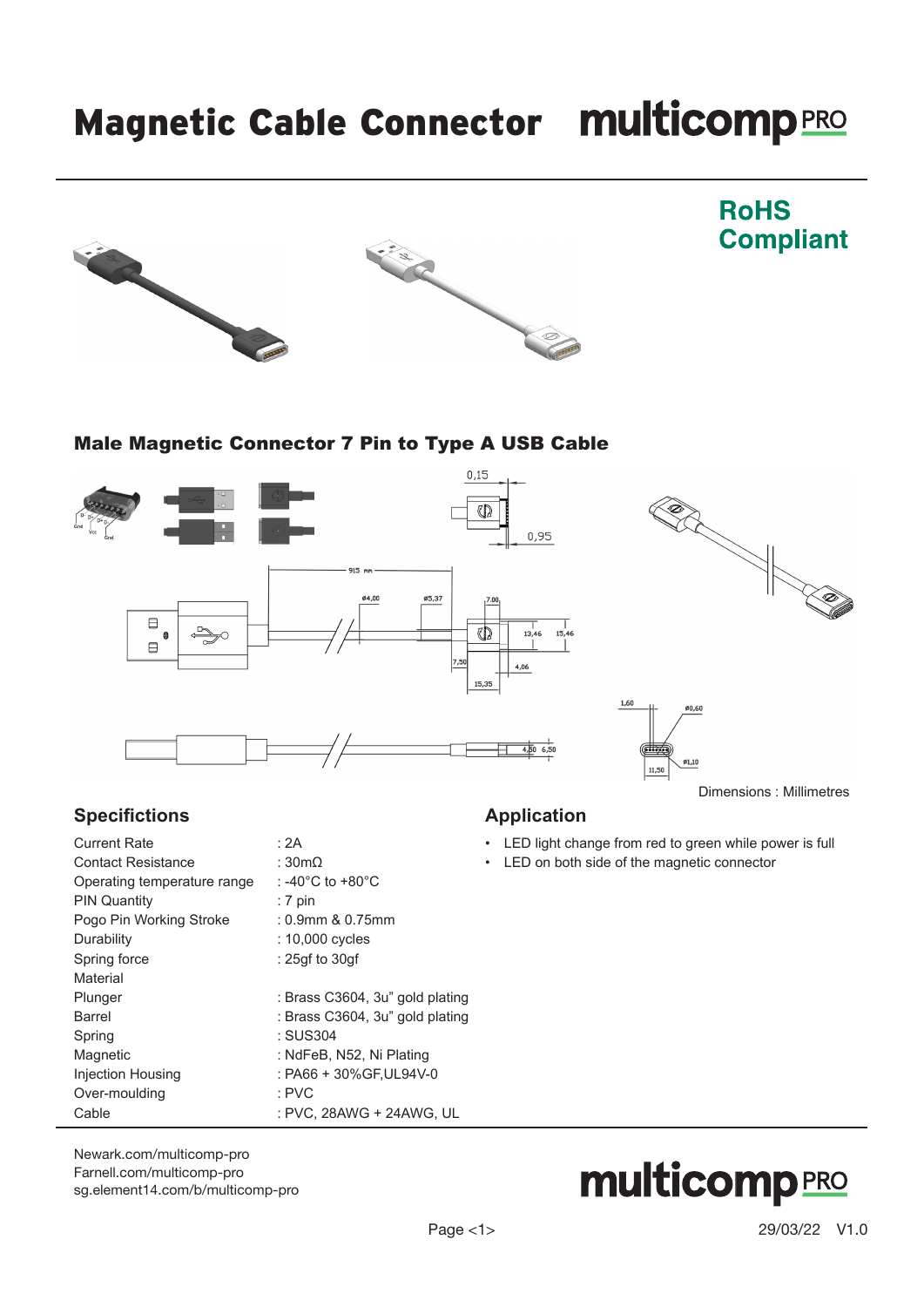# Magnetic Cable Connector

**RoHS Compliant**

## Male Magnetic Connector 7 Pin to Type A USB Cable

Dimensions : Millimetres

## Specifications

| | |
|---|---|
| Current Rate | : 2A |
| Contact Resistance | : 30mΩ |
| Operating temperature range | : -40°C to +80°C |
| PIN Quantity | : 7 pin |
| Pogo Pin Working Stroke | : 0.9mm & 0.75mm |
| Durability | : 10,000 cycles |
| Spring force | : 25gf to 30gf |
| Material | |
| Plunger | : Brass C3604, 3u" gold plating |
| Barrel | : Brass C3604, 3u" gold plating |
| Spring | : SUS304 |
| Magnetic | : NdFeB, N52, Ni Plating |
| Injection Housing | : PA66 + 30%GF,UL94V-0 |
| Over-moulding | : PVC |
| Cable | : PVC, 28AWG + 24AWG, UL |

## Application

- LED light change from red to green while power is full
- LED on both side of the magnetic connector

Newark.com/multicomp-pro
Farnell.com/multicomp-pro
sg.element14.com/b/multicomp-pro

29/03/22 V1.0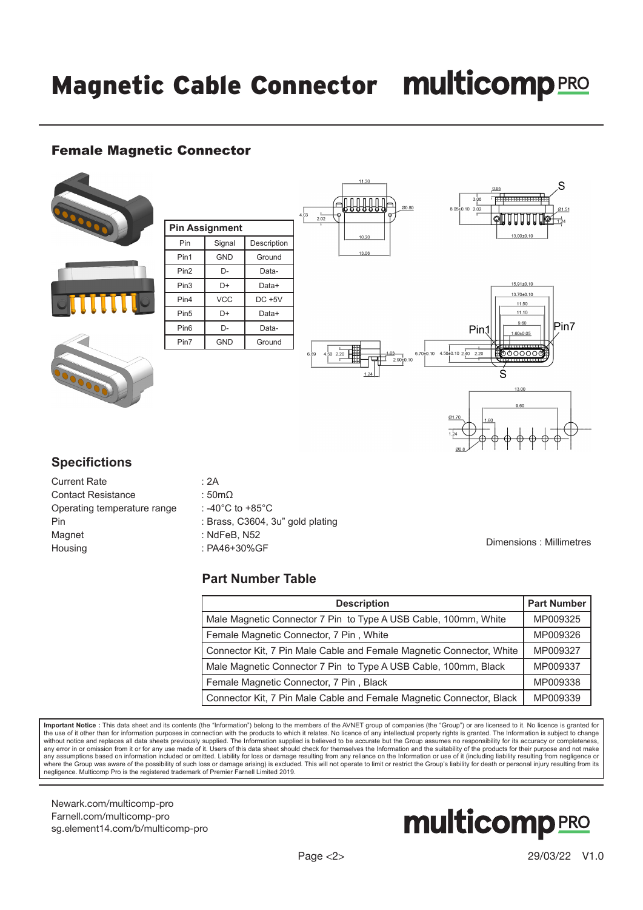# Magnetic Cable Connector

## Female Magnetic Connector

| Pin Assignment | | |
|---|---|---|
| Pin | Signal | Description |
| Pin1 | GND | Ground |
| Pin2 | D- | Data- |
| Pin3 | D+ | Data+ |
| Pin4 | VCC | DC +5V |
| Pin5 | D+ | Data+ |
| Pin6 | D- | Data- |
| Pin7 | GND | Ground |

Pin1
Pin7
S

## Specifications

| | |
|---|---|
| Current Rate | : 2A |
| Contact Resistance | : 50mΩ |
| Operating temperature range | : -40°C to +85°C |
| Pin | : Brass, C3604, 3u" gold plating |
| Magnet | : NdFeB, N52 |
| Housing | : PA46+30%GF |

Dimensions : Millimetres

## Part Number Table

| Description | Part Number |
|---|---|
| Male Magnetic Connector 7 Pin to Type A USB Cable, 100mm, White | MP009325 |
| Female Magnetic Connector, 7 Pin , White | MP009326 |
| Connector Kit, 7 Pin Male Cable and Female Magnetic Connector, White | MP009327 |
| Male Magnetic Connector 7 Pin to Type A USB Cable, 100mm, Black | MP009337 |
| Female Magnetic Connector, 7 Pin , Black | MP009338 |
| Connector Kit, 7 Pin Male Cable and Female Magnetic Connector, Black | MP009339 |

**Important Notice :** This data sheet and its contents (the "Information") belong to the members of the AVNET group of companies (the "Group") or are licensed to it. No licence is granted for the use of it other than for information purposes in connection with the products to which it relates. No licence of any intellectual property rights is granted. The Information is subject to change without notice and replaces all data sheets previously supplied. The Information supplied is believed to be accurate but the Group assumes no responsibility for its accuracy or completeness, any error in or omission from it or for any use made of it. Users of this data sheet should check for themselves the Information and the suitability of the products for their purpose and not make any assumptions based on information included or omitted. Liability for loss or damage resulting from any reliance on the Information or use of it (including liability resulting from negligence or where the Group was aware of the possibility of such loss or damage arising) is excluded. This will not operate to limit or restrict the Group's liability for death or personal injury resulting from its negligence. Multicomp Pro is the registered trademark of Premier Farnell Limited 2019.

Newark.com/multicomp-pro
Farnell.com/multicomp-pro
sg.element14.com/b/multicomp-pro

29/03/22 V1.0